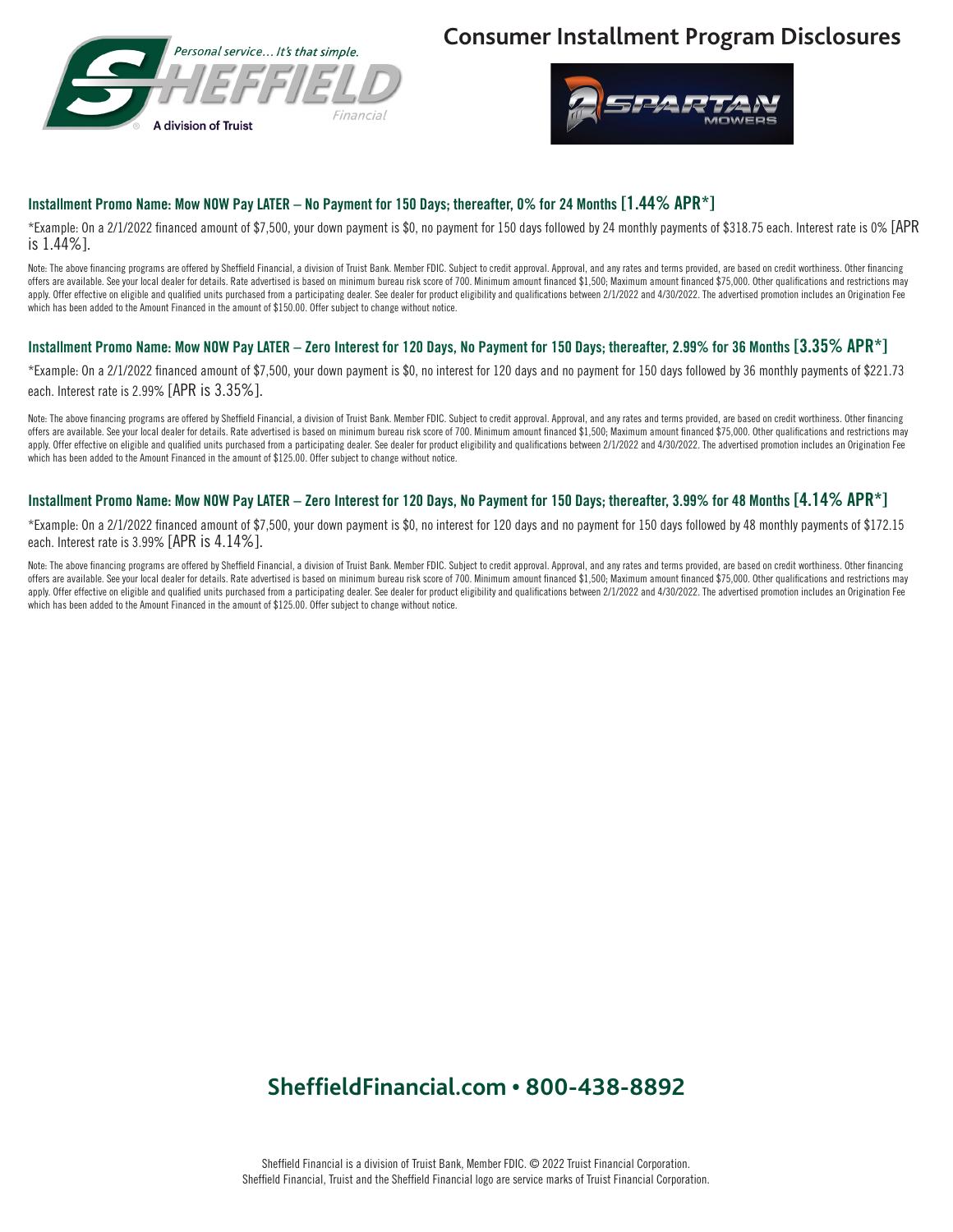# Consumer Installment Program Disclosures

### Installment Promo Name: Mow NOW Pay LATER – No Payment for 150 Days; thereafter, 0% for 24 Months [1.44% APR*]

*Example: On a 2/1/2022 financed amount of $7,500, your down payment is $0, no payment for 150 days followed by 24 monthly payments of $318.75 each. Interest rate is 0% [APR is 1.44%].

Note: The above financing programs are offered by Sheffield Financial, a division of Truist Bank. Member FDIC. Subject to credit approval. Approval, and any rates and terms provided, are based on credit worthiness. Other financing offers are available. See your local dealer for details. Rate advertised is based on minimum bureau risk score of 700. Minimum amount financed $1,500; Maximum amount financed $75,000. Other qualifications and restrictions may apply. Offer effective on eligible and qualified units purchased from a participating dealer. See dealer for product eligibility and qualifications between 2/1/2022 and 4/30/2022. The advertised promotion includes an Origination Fee which has been added to the Amount Financed in the amount of $150.00. Offer subject to change without notice.

### Installment Promo Name: Mow NOW Pay LATER – Zero Interest for 120 Days, No Payment for 150 Days; thereafter, 2.99% for 36 Months [3.35% APR*]

*Example: On a 2/1/2022 financed amount of $7,500, your down payment is $0, no interest for 120 days and no payment for 150 days followed by 36 monthly payments of $221.73 each. Interest rate is 2.99% [APR is 3.35%].

Note: The above financing programs are offered by Sheffield Financial, a division of Truist Bank. Member FDIC. Subject to credit approval. Approval, and any rates and terms provided, are based on credit worthiness. Other financing offers are available. See your local dealer for details. Rate advertised is based on minimum bureau risk score of 700. Minimum amount financed $1,500; Maximum amount financed $75,000. Other qualifications and restrictions may apply. Offer effective on eligible and qualified units purchased from a participating dealer. See dealer for product eligibility and qualifications between 2/1/2022 and 4/30/2022. The advertised promotion includes an Origination Fee which has been added to the Amount Financed in the amount of $125.00. Offer subject to change without notice.

### Installment Promo Name: Mow NOW Pay LATER – Zero Interest for 120 Days, No Payment for 150 Days; thereafter, 3.99% for 48 Months [4.14% APR*]

*Example: On a 2/1/2022 financed amount of $7,500, your down payment is $0, no interest for 120 days and no payment for 150 days followed by 48 monthly payments of $172.15 each. Interest rate is 3.99% [APR is 4.14%].

Note: The above financing programs are offered by Sheffield Financial, a division of Truist Bank. Member FDIC. Subject to credit approval. Approval, and any rates and terms provided, are based on credit worthiness. Other financing offers are available. See your local dealer for details. Rate advertised is based on minimum bureau risk score of 700. Minimum amount financed $1,500; Maximum amount financed $75,000. Other qualifications and restrictions may apply. Offer effective on eligible and qualified units purchased from a participating dealer. See dealer for product eligibility and qualifications between 2/1/2022 and 4/30/2022. The advertised promotion includes an Origination Fee which has been added to the Amount Financed in the amount of $125.00. Offer subject to change without notice.

## SheffieldFinancial.com • 800-438-8892

Sheffield Financial is a division of Truist Bank, Member FDIC. © 2022 Truist Financial Corporation.
Sheffield Financial, Truist and the Sheffield Financial logo are service marks of Truist Financial Corporation.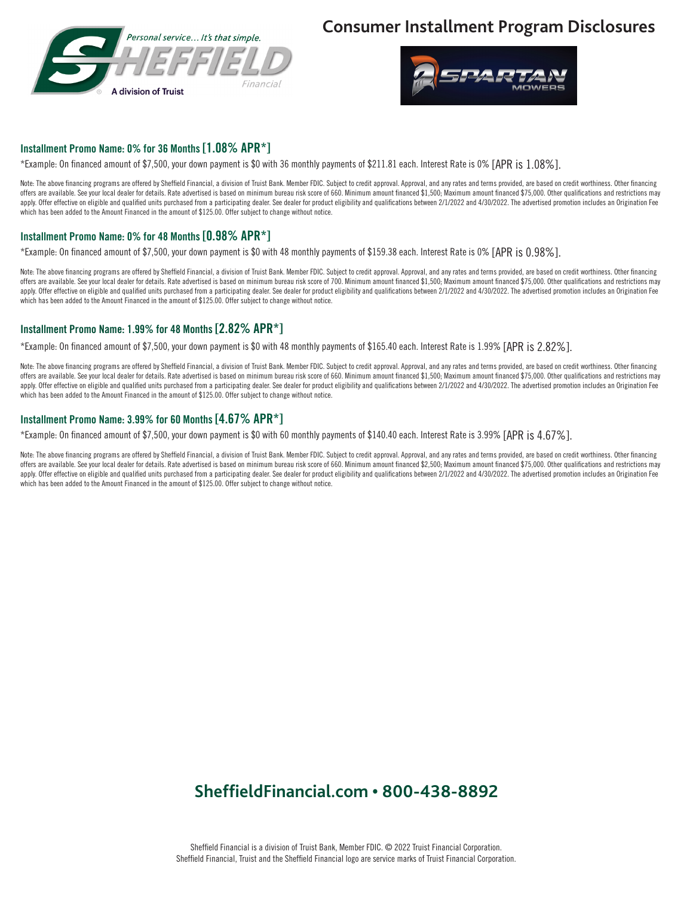# Consumer Installment Program Disclosures

Personal service… It's that simple.

SHEFFIELD Financial

A division of Truist

SPARTAN MOWERS

### Installment Promo Name: 0% for 36 Months [1.08% APR*]

*Example: On financed amount of $7,500, your down payment is $0 with 36 monthly payments of $211.81 each. Interest Rate is 0% [APR is 1.08%].

Note: The above financing programs are offered by Sheffield Financial, a division of Truist Bank. Member FDIC. Subject to credit approval. Approval, and any rates and terms provided, are based on credit worthiness. Other financing offers are available. See your local dealer for details. Rate advertised is based on minimum bureau risk score of 660. Minimum amount financed $1,500; Maximum amount financed $75,000. Other qualifications and restrictions may apply. Offer effective on eligible and qualified units purchased from a participating dealer. See dealer for product eligibility and qualifications between 2/1/2022 and 4/30/2022. The advertised promotion includes an Origination Fee which has been added to the Amount Financed in the amount of $125.00. Offer subject to change without notice.

### Installment Promo Name: 0% for 48 Months [0.98% APR*]

*Example: On financed amount of $7,500, your down payment is $0 with 48 monthly payments of $159.38 each. Interest Rate is 0% [APR is 0.98%].

Note: The above financing programs are offered by Sheffield Financial, a division of Truist Bank. Member FDIC. Subject to credit approval. Approval, and any rates and terms provided, are based on credit worthiness. Other financing offers are available. See your local dealer for details. Rate advertised is based on minimum bureau risk score of 700. Minimum amount financed $1,500; Maximum amount financed $75,000. Other qualifications and restrictions may apply. Offer effective on eligible and qualified units purchased from a participating dealer. See dealer for product eligibility and qualifications between 2/1/2022 and 4/30/2022. The advertised promotion includes an Origination Fee which has been added to the Amount Financed in the amount of $125.00. Offer subject to change without notice.

### Installment Promo Name: 1.99% for 48 Months [2.82% APR*]

*Example: On financed amount of $7,500, your down payment is $0 with 48 monthly payments of $165.40 each. Interest Rate is 1.99% [APR is 2.82%].

Note: The above financing programs are offered by Sheffield Financial, a division of Truist Bank. Member FDIC. Subject to credit approval. Approval, and any rates and terms provided, are based on credit worthiness. Other financing offers are available. See your local dealer for details. Rate advertised is based on minimum bureau risk score of 660. Minimum amount financed $1,500; Maximum amount financed $75,000. Other qualifications and restrictions may apply. Offer effective on eligible and qualified units purchased from a participating dealer. See dealer for product eligibility and qualifications between 2/1/2022 and 4/30/2022. The advertised promotion includes an Origination Fee which has been added to the Amount Financed in the amount of $125.00. Offer subject to change without notice.

### Installment Promo Name: 3.99% for 60 Months [4.67% APR*]

*Example: On financed amount of $7,500, your down payment is $0 with 60 monthly payments of $140.40 each. Interest Rate is 3.99% [APR is 4.67%].

Note: The above financing programs are offered by Sheffield Financial, a division of Truist Bank. Member FDIC. Subject to credit approval. Approval, and any rates and terms provided, are based on credit worthiness. Other financing offers are available. See your local dealer for details. Rate advertised is based on minimum bureau risk score of 660. Minimum amount financed $2,500; Maximum amount financed $75,000. Other qualifications and restrictions may apply. Offer effective on eligible and qualified units purchased from a participating dealer. See dealer for product eligibility and qualifications between 2/1/2022 and 4/30/2022. The advertised promotion includes an Origination Fee which has been added to the Amount Financed in the amount of $125.00. Offer subject to change without notice.

## SheffieldFinancial.com • 800-438-8892

Sheffield Financial is a division of Truist Bank, Member FDIC. © 2022 Truist Financial Corporation.
Sheffield Financial, Truist and the Sheffield Financial logo are service marks of Truist Financial Corporation.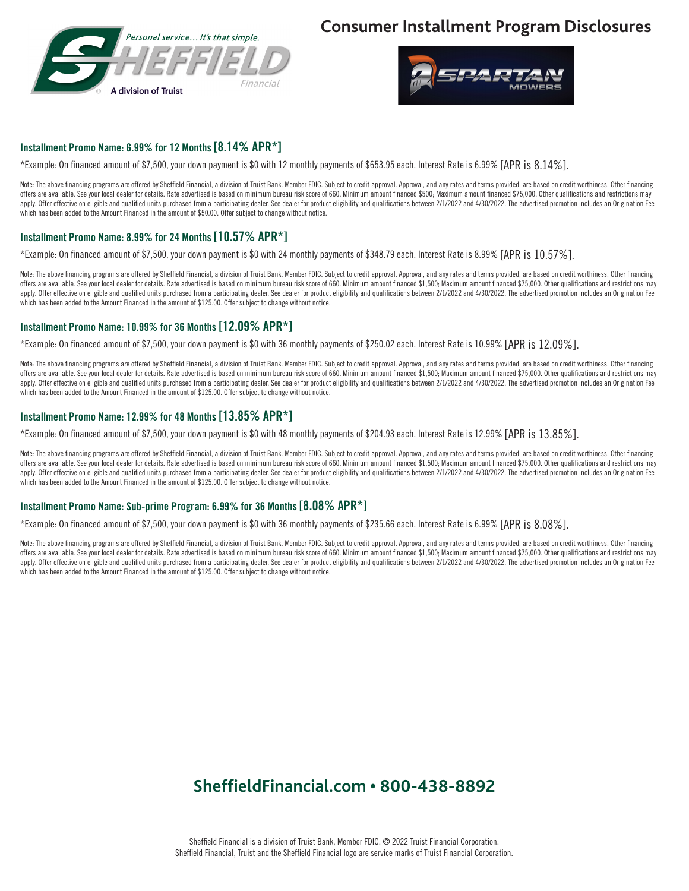# Consumer Installment Program Disclosures

Personal service… It's that simple.

A division of Truist

## Installment Promo Name: 6.99% for 12 Months [8.14% APR*]

*Example: On financed amount of $7,500, your down payment is $0 with 12 monthly payments of $653.95 each. Interest Rate is 6.99% [APR is 8.14%].

Note: The above financing programs are offered by Sheffield Financial, a division of Truist Bank. Member FDIC. Subject to credit approval. Approval, and any rates and terms provided, are based on credit worthiness. Other financing offers are available. See your local dealer for details. Rate advertised is based on minimum bureau risk score of 660. Minimum amount financed $500; Maximum amount financed $75,000. Other qualifications and restrictions may apply. Offer effective on eligible and qualified units purchased from a participating dealer. See dealer for product eligibility and qualifications between 2/1/2022 and 4/30/2022. The advertised promotion includes an Origination Fee which has been added to the Amount Financed in the amount of $50.00. Offer subject to change without notice.

## Installment Promo Name: 8.99% for 24 Months [10.57% APR*]

*Example: On financed amount of $7,500, your down payment is $0 with 24 monthly payments of $348.79 each. Interest Rate is 8.99% [APR is 10.57%].

Note: The above financing programs are offered by Sheffield Financial, a division of Truist Bank. Member FDIC. Subject to credit approval. Approval, and any rates and terms provided, are based on credit worthiness. Other financing offers are available. See your local dealer for details. Rate advertised is based on minimum bureau risk score of 660. Minimum amount financed $1,500; Maximum amount financed $75,000. Other qualifications and restrictions may apply. Offer effective on eligible and qualified units purchased from a participating dealer. See dealer for product eligibility and qualifications between 2/1/2022 and 4/30/2022. The advertised promotion includes an Origination Fee which has been added to the Amount Financed in the amount of $125.00. Offer subject to change without notice.

## Installment Promo Name: 10.99% for 36 Months [12.09% APR*]

*Example: On financed amount of $7,500, your down payment is $0 with 36 monthly payments of $250.02 each. Interest Rate is 10.99% [APR is 12.09%].

Note: The above financing programs are offered by Sheffield Financial, a division of Truist Bank. Member FDIC. Subject to credit approval. Approval, and any rates and terms provided, are based on credit worthiness. Other financing offers are available. See your local dealer for details. Rate advertised is based on minimum bureau risk score of 660. Minimum amount financed $1,500; Maximum amount financed $75,000. Other qualifications and restrictions may apply. Offer effective on eligible and qualified units purchased from a participating dealer. See dealer for product eligibility and qualifications between 2/1/2022 and 4/30/2022. The advertised promotion includes an Origination Fee which has been added to the Amount Financed in the amount of $125.00. Offer subject to change without notice.

## Installment Promo Name: 12.99% for 48 Months [13.85% APR*]

*Example: On financed amount of $7,500, your down payment is $0 with 48 monthly payments of $204.93 each. Interest Rate is 12.99% [APR is 13.85%].

Note: The above financing programs are offered by Sheffield Financial, a division of Truist Bank. Member FDIC. Subject to credit approval. Approval, and any rates and terms provided, are based on credit worthiness. Other financing offers are available. See your local dealer for details. Rate advertised is based on minimum bureau risk score of 660. Minimum amount financed $1,500; Maximum amount financed $75,000. Other qualifications and restrictions may apply. Offer effective on eligible and qualified units purchased from a participating dealer. See dealer for product eligibility and qualifications between 2/1/2022 and 4/30/2022. The advertised promotion includes an Origination Fee which has been added to the Amount Financed in the amount of $125.00. Offer subject to change without notice.

## Installment Promo Name: Sub-prime Program: 6.99% for 36 Months [8.08% APR*]

*Example: On financed amount of $7,500, your down payment is $0 with 36 monthly payments of $235.66 each. Interest Rate is 6.99% [APR is 8.08%].

Note: The above financing programs are offered by Sheffield Financial, a division of Truist Bank. Member FDIC. Subject to credit approval. Approval, and any rates and terms provided, are based on credit worthiness. Other financing offers are available. See your local dealer for details. Rate advertised is based on minimum bureau risk score of 660. Minimum amount financed $1,500; Maximum amount financed $75,000. Other qualifications and restrictions may apply. Offer effective on eligible and qualified units purchased from a participating dealer. See dealer for product eligibility and qualifications between 2/1/2022 and 4/30/2022. The advertised promotion includes an Origination Fee which has been added to the Amount Financed in the amount of $125.00. Offer subject to change without notice.

## SheffieldFinancial.com • 800-438-8892

Sheffield Financial is a division of Truist Bank, Member FDIC. © 2022 Truist Financial Corporation.
Sheffield Financial, Truist and the Sheffield Financial logo are service marks of Truist Financial Corporation.